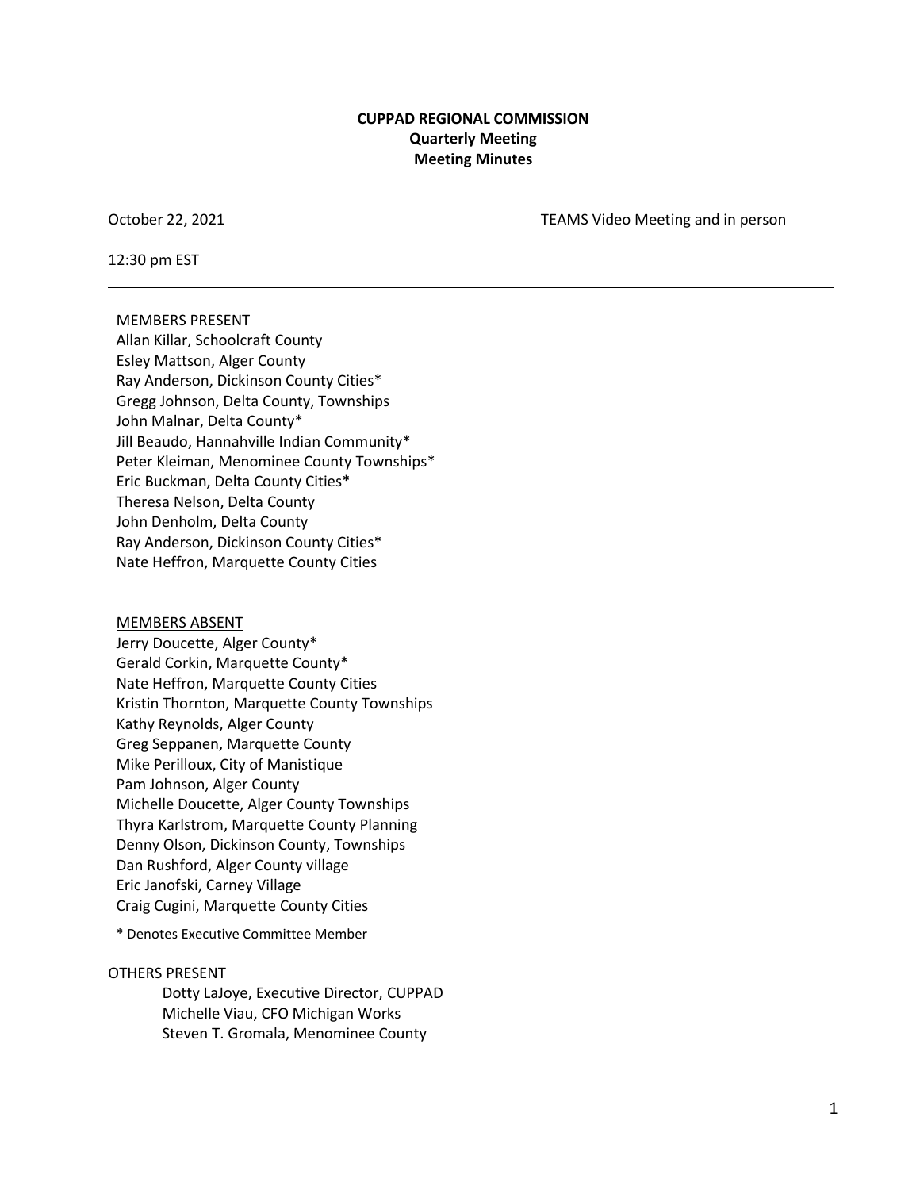**CUPPAD REGIONAL COMMISSION**
**Quarterly Meeting**
**Meeting Minutes**

October 22, 2021 TEAMS Video Meeting and in person

12:30 pm EST

---

MEMBERS PRESENT

Allan Killar, Schoolcraft County
Esley Mattson, Alger County
Ray Anderson, Dickinson County Cities*
Gregg Johnson, Delta County, Townships
John Malnar, Delta County*
Jill Beaudo, Hannahville Indian Community*
Peter Kleiman, Menominee County Townships*
Eric Buckman, Delta County Cities*
Theresa Nelson, Delta County
John Denholm, Delta County
Ray Anderson, Dickinson County Cities*
Nate Heffron, Marquette County Cities

MEMBERS ABSENT

Jerry Doucette, Alger County*
Gerald Corkin, Marquette County*
Nate Heffron, Marquette County Cities
Kristin Thornton, Marquette County Townships
Kathy Reynolds, Alger County
Greg Seppanen, Marquette County
Mike Perilloux, City of Manistique
Pam Johnson, Alger County
Michelle Doucette, Alger County Townships
Thyra Karlstrom, Marquette County Planning
Denny Olson, Dickinson County, Townships
Dan Rushford, Alger County village
Eric Janofski, Carney Village
Craig Cugini, Marquette County Cities

* Denotes Executive Committee Member

OTHERS PRESENT

Dotty LaJoye, Executive Director, CUPPAD
Michelle Viau, CFO Michigan Works
Steven T. Gromala, Menominee County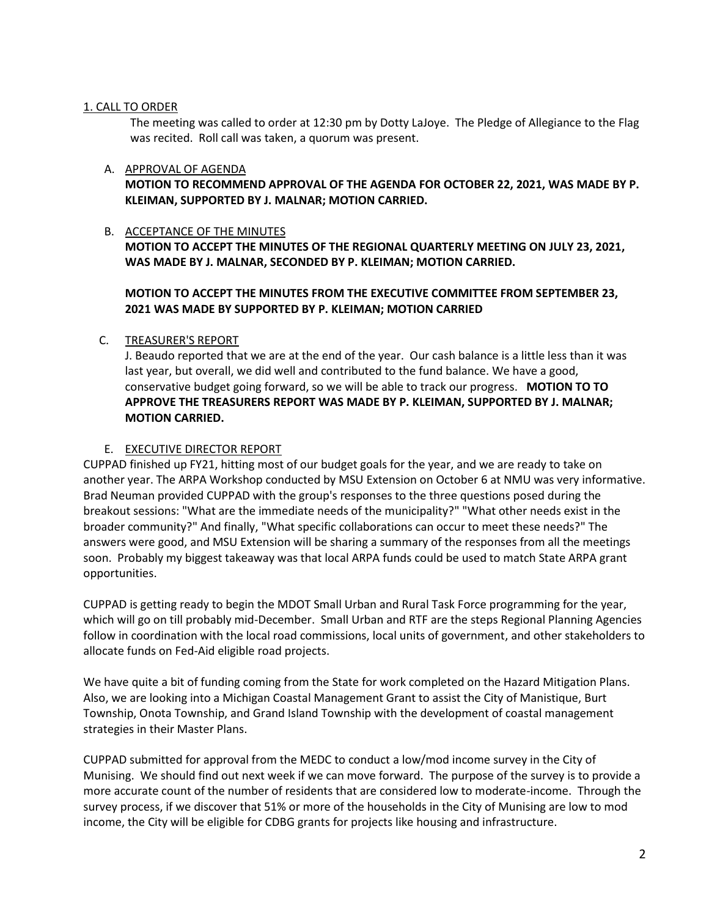## 1. CALL TO ORDER

The meeting was called to order at 12:30 pm by Dotty LaJoye. The Pledge of Allegiance to the Flag was recited. Roll call was taken, a quorum was present.

### A. APPROVAL OF AGENDA

**MOTION TO RECOMMEND APPROVAL OF THE AGENDA FOR OCTOBER 22, 2021, WAS MADE BY P. KLEIMAN, SUPPORTED BY J. MALNAR; MOTION CARRIED.**

### B. ACCEPTANCE OF THE MINUTES

**MOTION TO ACCEPT THE MINUTES OF THE REGIONAL QUARTERLY MEETING ON JULY 23, 2021, WAS MADE BY J. MALNAR, SECONDED BY P. KLEIMAN; MOTION CARRIED.**

**MOTION TO ACCEPT THE MINUTES FROM THE EXECUTIVE COMMITTEE FROM SEPTEMBER 23, 2021 WAS MADE BY SUPPORTED BY P. KLEIMAN; MOTION CARRIED**

### C. TREASURER'S REPORT

J. Beaudo reported that we are at the end of the year. Our cash balance is a little less than it was last year, but overall, we did well and contributed to the fund balance. We have a good, conservative budget going forward, so we will be able to track our progress. **MOTION TO TO APPROVE THE TREASURERS REPORT WAS MADE BY P. KLEIMAN, SUPPORTED BY J. MALNAR; MOTION CARRIED.**

### E. EXECUTIVE DIRECTOR REPORT

CUPPAD finished up FY21, hitting most of our budget goals for the year, and we are ready to take on another year. The ARPA Workshop conducted by MSU Extension on October 6 at NMU was very informative. Brad Neuman provided CUPPAD with the group's responses to the three questions posed during the breakout sessions: "What are the immediate needs of the municipality?" "What other needs exist in the broader community?" And finally, "What specific collaborations can occur to meet these needs?" The answers were good, and MSU Extension will be sharing a summary of the responses from all the meetings soon. Probably my biggest takeaway was that local ARPA funds could be used to match State ARPA grant opportunities.

CUPPAD is getting ready to begin the MDOT Small Urban and Rural Task Force programming for the year, which will go on till probably mid-December. Small Urban and RTF are the steps Regional Planning Agencies follow in coordination with the local road commissions, local units of government, and other stakeholders to allocate funds on Fed-Aid eligible road projects.

We have quite a bit of funding coming from the State for work completed on the Hazard Mitigation Plans. Also, we are looking into a Michigan Coastal Management Grant to assist the City of Manistique, Burt Township, Onota Township, and Grand Island Township with the development of coastal management strategies in their Master Plans.

CUPPAD submitted for approval from the MEDC to conduct a low/mod income survey in the City of Munising. We should find out next week if we can move forward. The purpose of the survey is to provide a more accurate count of the number of residents that are considered low to moderate-income. Through the survey process, if we discover that 51% or more of the households in the City of Munising are low to mod income, the City will be eligible for CDBG grants for projects like housing and infrastructure.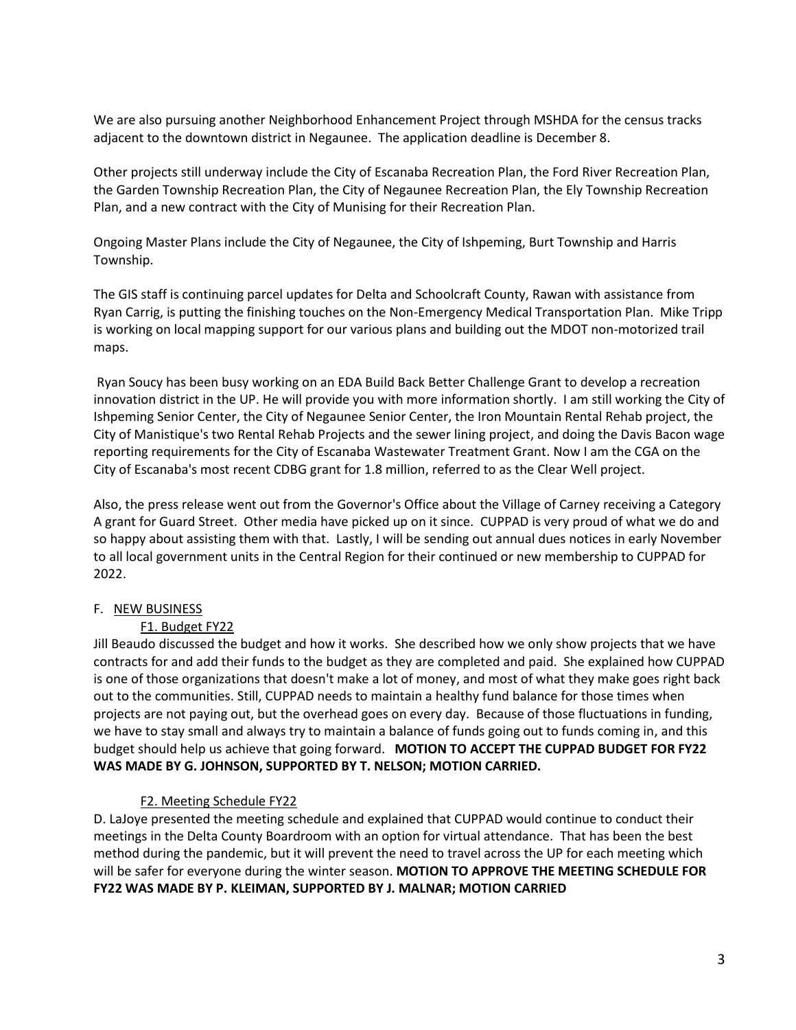We are also pursuing another Neighborhood Enhancement Project through MSHDA for the census tracks adjacent to the downtown district in Negaunee. The application deadline is December 8.

Other projects still underway include the City of Escanaba Recreation Plan, the Ford River Recreation Plan, the Garden Township Recreation Plan, the City of Negaunee Recreation Plan, the Ely Township Recreation Plan, and a new contract with the City of Munising for their Recreation Plan.

Ongoing Master Plans include the City of Negaunee, the City of Ishpeming, Burt Township and Harris Township.

The GIS staff is continuing parcel updates for Delta and Schoolcraft County, Rawan with assistance from Ryan Carrig, is putting the finishing touches on the Non-Emergency Medical Transportation Plan. Mike Tripp is working on local mapping support for our various plans and building out the MDOT non-motorized trail maps.

Ryan Soucy has been busy working on an EDA Build Back Better Challenge Grant to develop a recreation innovation district in the UP. He will provide you with more information shortly. I am still working the City of Ishpeming Senior Center, the City of Negaunee Senior Center, the Iron Mountain Rental Rehab project, the City of Manistique's two Rental Rehab Projects and the sewer lining project, and doing the Davis Bacon wage reporting requirements for the City of Escanaba Wastewater Treatment Grant. Now I am the CGA on the City of Escanaba's most recent CDBG grant for 1.8 million, referred to as the Clear Well project.

Also, the press release went out from the Governor's Office about the Village of Carney receiving a Category A grant for Guard Street. Other media have picked up on it since. CUPPAD is very proud of what we do and so happy about assisting them with that. Lastly, I will be sending out annual dues notices in early November to all local government units in the Central Region for their continued or new membership to CUPPAD for 2022.

F. NEW BUSINESS

F1. Budget FY22

Jill Beaudo discussed the budget and how it works. She described how we only show projects that we have contracts for and add their funds to the budget as they are completed and paid. She explained how CUPPAD is one of those organizations that doesn't make a lot of money, and most of what they make goes right back out to the communities. Still, CUPPAD needs to maintain a healthy fund balance for those times when projects are not paying out, but the overhead goes on every day. Because of those fluctuations in funding, we have to stay small and always try to maintain a balance of funds going out to funds coming in, and this budget should help us achieve that going forward. **MOTION TO ACCEPT THE CUPPAD BUDGET FOR FY22 WAS MADE BY G. JOHNSON, SUPPORTED BY T. NELSON; MOTION CARRIED.**

F2. Meeting Schedule FY22

D. LaJoye presented the meeting schedule and explained that CUPPAD would continue to conduct their meetings in the Delta County Boardroom with an option for virtual attendance. That has been the best method during the pandemic, but it will prevent the need to travel across the UP for each meeting which will be safer for everyone during the winter season. **MOTION TO APPROVE THE MEETING SCHEDULE FOR FY22 WAS MADE BY P. KLEIMAN, SUPPORTED BY J. MALNAR; MOTION CARRIED**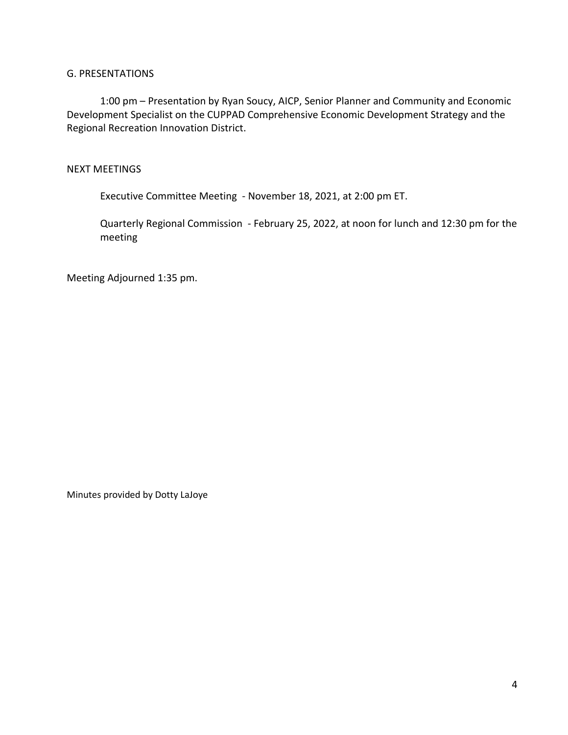## G. PRESENTATIONS

1:00 pm – Presentation by Ryan Soucy, AICP, Senior Planner and Community and Economic Development Specialist on the CUPPAD Comprehensive Economic Development Strategy and the Regional Recreation Innovation District.

## NEXT MEETINGS

Executive Committee Meeting - November 18, 2021, at 2:00 pm ET.

Quarterly Regional Commission - February 25, 2022, at noon for lunch and 12:30 pm for the meeting

Meeting Adjourned 1:35 pm.

Minutes provided by Dotty LaJoye